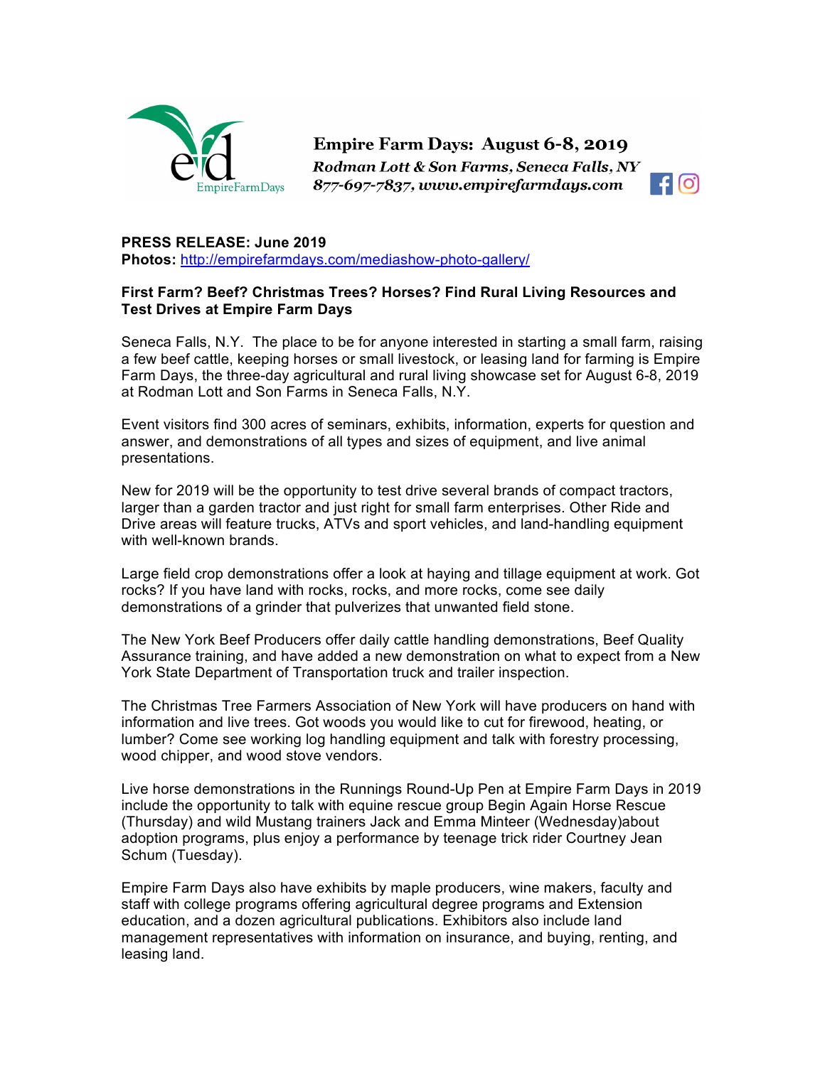**Empire Farm Days: August 6-8, 2019**
*Rodman Lott & Son Farms, Seneca Falls, NY*
*877-697-7837, www.empirefarmdays.com*

**PRESS RELEASE: June 2019**
**Photos:** http://empirefarmdays.com/mediashow-photo-gallery/

**First Farm? Beef? Christmas Trees? Horses? Find Rural Living Resources and Test Drives at Empire Farm Days**

Seneca Falls, N.Y. The place to be for anyone interested in starting a small farm, raising a few beef cattle, keeping horses or small livestock, or leasing land for farming is Empire Farm Days, the three-day agricultural and rural living showcase set for August 6-8, 2019 at Rodman Lott and Son Farms in Seneca Falls, N.Y.

Event visitors find 300 acres of seminars, exhibits, information, experts for question and answer, and demonstrations of all types and sizes of equipment, and live animal presentations.

New for 2019 will be the opportunity to test drive several brands of compact tractors, larger than a garden tractor and just right for small farm enterprises. Other Ride and Drive areas will feature trucks, ATVs and sport vehicles, and land-handling equipment with well-known brands.

Large field crop demonstrations offer a look at haying and tillage equipment at work. Got rocks? If you have land with rocks, rocks, and more rocks, come see daily demonstrations of a grinder that pulverizes that unwanted field stone.

The New York Beef Producers offer daily cattle handling demonstrations, Beef Quality Assurance training, and have added a new demonstration on what to expect from a New York State Department of Transportation truck and trailer inspection.

The Christmas Tree Farmers Association of New York will have producers on hand with information and live trees. Got woods you would like to cut for firewood, heating, or lumber? Come see working log handling equipment and talk with forestry processing, wood chipper, and wood stove vendors.

Live horse demonstrations in the Runnings Round-Up Pen at Empire Farm Days in 2019 include the opportunity to talk with equine rescue group Begin Again Horse Rescue (Thursday) and wild Mustang trainers Jack and Emma Minteer (Wednesday)about adoption programs, plus enjoy a performance by teenage trick rider Courtney Jean Schum (Tuesday).

Empire Farm Days also have exhibits by maple producers, wine makers, faculty and staff with college programs offering agricultural degree programs and Extension education, and a dozen agricultural publications. Exhibitors also include land management representatives with information on insurance, and buying, renting, and leasing land.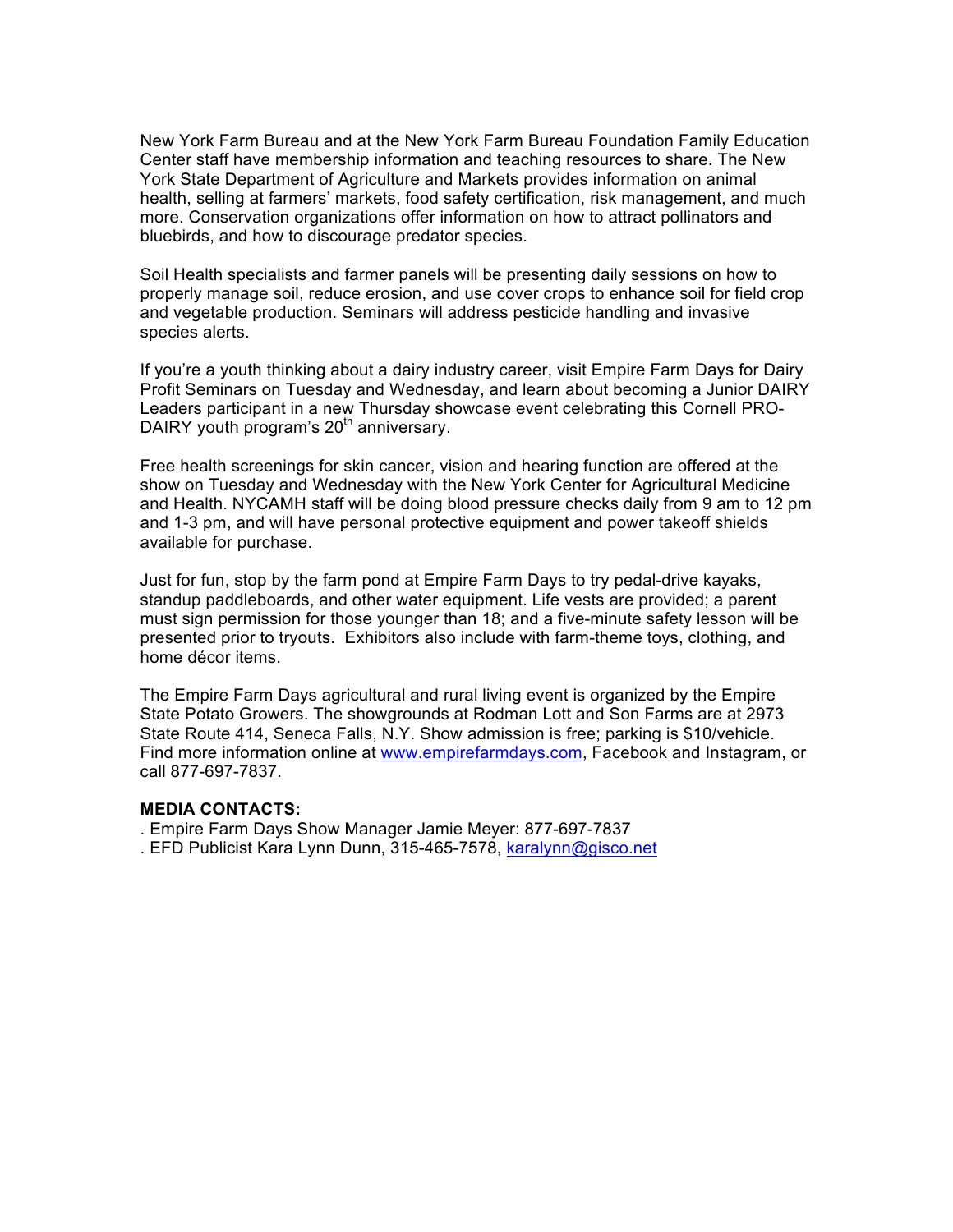New York Farm Bureau and at the New York Farm Bureau Foundation Family Education Center staff have membership information and teaching resources to share. The New York State Department of Agriculture and Markets provides information on animal health, selling at farmers' markets, food safety certification, risk management, and much more. Conservation organizations offer information on how to attract pollinators and bluebirds, and how to discourage predator species.

Soil Health specialists and farmer panels will be presenting daily sessions on how to properly manage soil, reduce erosion, and use cover crops to enhance soil for field crop and vegetable production. Seminars will address pesticide handling and invasive species alerts.

If you're a youth thinking about a dairy industry career, visit Empire Farm Days for Dairy Profit Seminars on Tuesday and Wednesday, and learn about becoming a Junior DAIRY Leaders participant in a new Thursday showcase event celebrating this Cornell PRO-DAIRY youth program's 20th anniversary.

Free health screenings for skin cancer, vision and hearing function are offered at the show on Tuesday and Wednesday with the New York Center for Agricultural Medicine and Health. NYCAMH staff will be doing blood pressure checks daily from 9 am to 12 pm and 1-3 pm, and will have personal protective equipment and power takeoff shields available for purchase.

Just for fun, stop by the farm pond at Empire Farm Days to try pedal-drive kayaks, standup paddleboards, and other water equipment. Life vests are provided; a parent must sign permission for those younger than 18; and a five-minute safety lesson will be presented prior to tryouts. Exhibitors also include with farm-theme toys, clothing, and home décor items.

The Empire Farm Days agricultural and rural living event is organized by the Empire State Potato Growers. The showgrounds at Rodman Lott and Son Farms are at 2973 State Route 414, Seneca Falls, N.Y. Show admission is free; parking is $10/vehicle. Find more information online at www.empirefarmdays.com, Facebook and Instagram, or call 877-697-7837.

**MEDIA CONTACTS:**

. Empire Farm Days Show Manager Jamie Meyer: 877-697-7837
. EFD Publicist Kara Lynn Dunn, 315-465-7578, karalynn@gisco.net